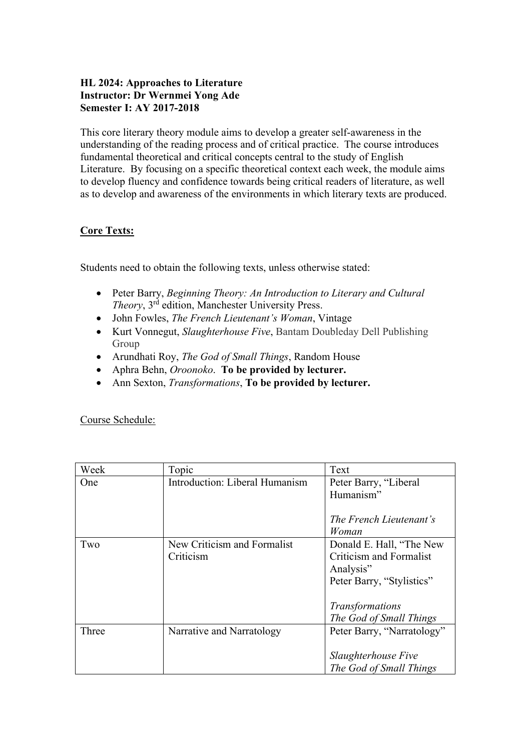**HL 2024: Approaches to Literature**
**Instructor: Dr Wernmei Yong Ade**
**Semester I: AY 2017-2018**

This core literary theory module aims to develop a greater self-awareness in the understanding of the reading process and of critical practice. The course introduces fundamental theoretical and critical concepts central to the study of English Literature. By focusing on a specific theoretical context each week, the module aims to develop fluency and confidence towards being critical readers of literature, as well as to develop and awareness of the environments in which literary texts are produced.

## Core Texts:

Students need to obtain the following texts, unless otherwise stated:

- Peter Barry, *Beginning Theory: An Introduction to Literary and Cultural Theory*, 3rd edition, Manchester University Press.
- John Fowles, *The French Lieutenant's Woman*, Vintage
- Kurt Vonnegut, *Slaughterhouse Five*, Bantam Doubleday Dell Publishing Group
- Arundhati Roy, *The God of Small Things*, Random House
- Aphra Behn, *Oroonoko*. **To be provided by lecturer.**
- Ann Sexton, *Transformations*, **To be provided by lecturer.**

Course Schedule:

| Week | Topic | Text |
|---|---|---|
| One | Introduction: Liberal Humanism | Peter Barry, "Liberal Humanism"<br><br>*The French Lieutenant's Woman* |
| Two | New Criticism and Formalist Criticism | Donald E. Hall, "The New Criticism and Formalist Analysis"<br>Peter Barry, "Stylistics"<br><br>*Transformations*<br>*The God of Small Things* |
| Three | Narrative and Narratology | Peter Barry, "Narratology"<br><br>*Slaughterhouse Five*<br>*The God of Small Things* |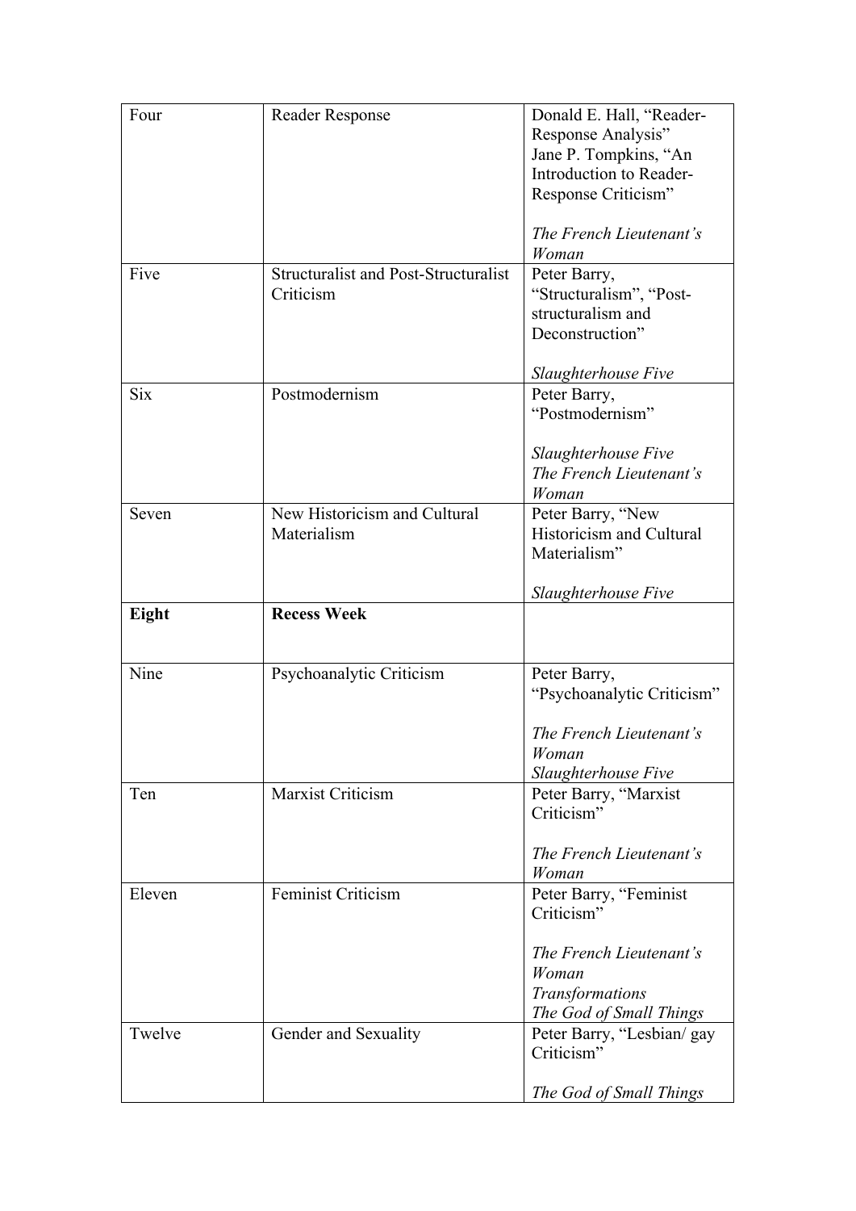| Four | Reader Response | Donald E. Hall, "Reader-Response Analysis"<br>Jane P. Tompkins, "An Introduction to Reader-Response Criticism"<br><br>*The French Lieutenant's Woman* |
|---|---|---|
| Five | Structuralist and Post-Structuralist Criticism | Peter Barry, "Structuralism", "Post-structuralism and Deconstruction"<br><br>*Slaughterhouse Five* |
| Six | Postmodernism | Peter Barry, "Postmodernism"<br><br>*Slaughterhouse Five*<br>*The French Lieutenant's Woman* |
| Seven | New Historicism and Cultural Materialism | Peter Barry, "New Historicism and Cultural Materialism"<br><br>*Slaughterhouse Five* |
| **Eight** | **Recess Week** | |
| Nine | Psychoanalytic Criticism | Peter Barry, "Psychoanalytic Criticism"<br><br>*The French Lieutenant's Woman*<br>*Slaughterhouse Five* |
| Ten | Marxist Criticism | Peter Barry, "Marxist Criticism"<br><br>*The French Lieutenant's Woman* |
| Eleven | Feminist Criticism | Peter Barry, "Feminist Criticism"<br><br>*The French Lieutenant's Woman*<br>*Transformations*<br>*The God of Small Things* |
| Twelve | Gender and Sexuality | Peter Barry, "Lesbian/ gay Criticism"<br><br>*The God of Small Things* |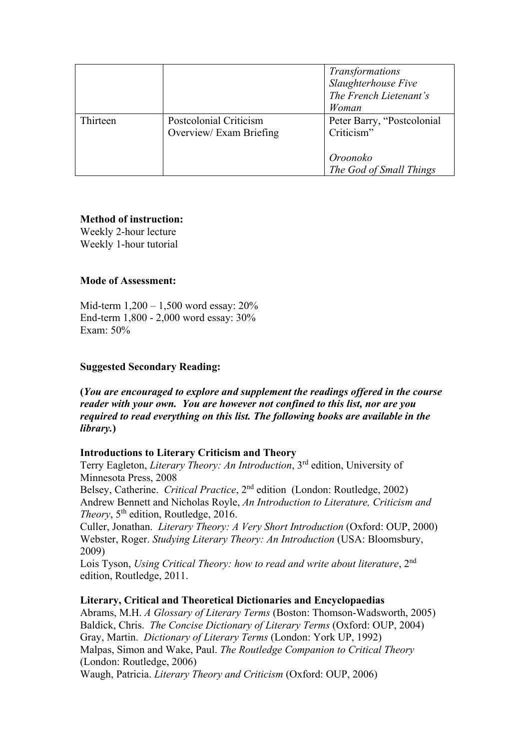| | | *Transformations* *Slaughterhouse Five* *The French Lietenant's Woman* |
|---|---|---|
| Thirteen | Postcolonial Criticism Overview/ Exam Briefing | Peter Barry, "Postcolonial Criticism" *Oroonoko* *The God of Small Things* |

**Method of instruction:**
Weekly 2-hour lecture
Weekly 1-hour tutorial

**Mode of Assessment:**

Mid-term 1,200 – 1,500 word essay: 20%
End-term 1,800 - 2,000 word essay: 30%
Exam: 50%

**Suggested Secondary Reading:**

**(*You are encouraged to explore and supplement the readings offered in the course reader with your own. You are however not confined to this list, nor are you required to read everything on this list. The following books are available in the library.*)**

**Introductions to Literary Criticism and Theory**

Terry Eagleton, *Literary Theory: An Introduction*, 3rd edition, University of Minnesota Press, 2008
Belsey, Catherine. *Critical Practice*, 2nd edition (London: Routledge, 2002)
Andrew Bennett and Nicholas Royle, *An Introduction to Literature, Criticism and Theory*, 5th edition, Routledge, 2016.
Culler, Jonathan. *Literary Theory: A Very Short Introduction* (Oxford: OUP, 2000)
Webster, Roger. *Studying Literary Theory: An Introduction* (USA: Bloomsbury, 2009)
Lois Tyson, *Using Critical Theory: how to read and write about literature*, 2nd edition, Routledge, 2011.

**Literary, Critical and Theoretical Dictionaries and Encyclopaedias**

Abrams, M.H. *A Glossary of Literary Terms* (Boston: Thomson-Wadsworth, 2005)
Baldick, Chris. *The Concise Dictionary of Literary Terms* (Oxford: OUP, 2004)
Gray, Martin. *Dictionary of Literary Terms* (London: York UP, 1992)
Malpas, Simon and Wake, Paul. *The Routledge Companion to Critical Theory* (London: Routledge, 2006)
Waugh, Patricia. *Literary Theory and Criticism* (Oxford: OUP, 2006)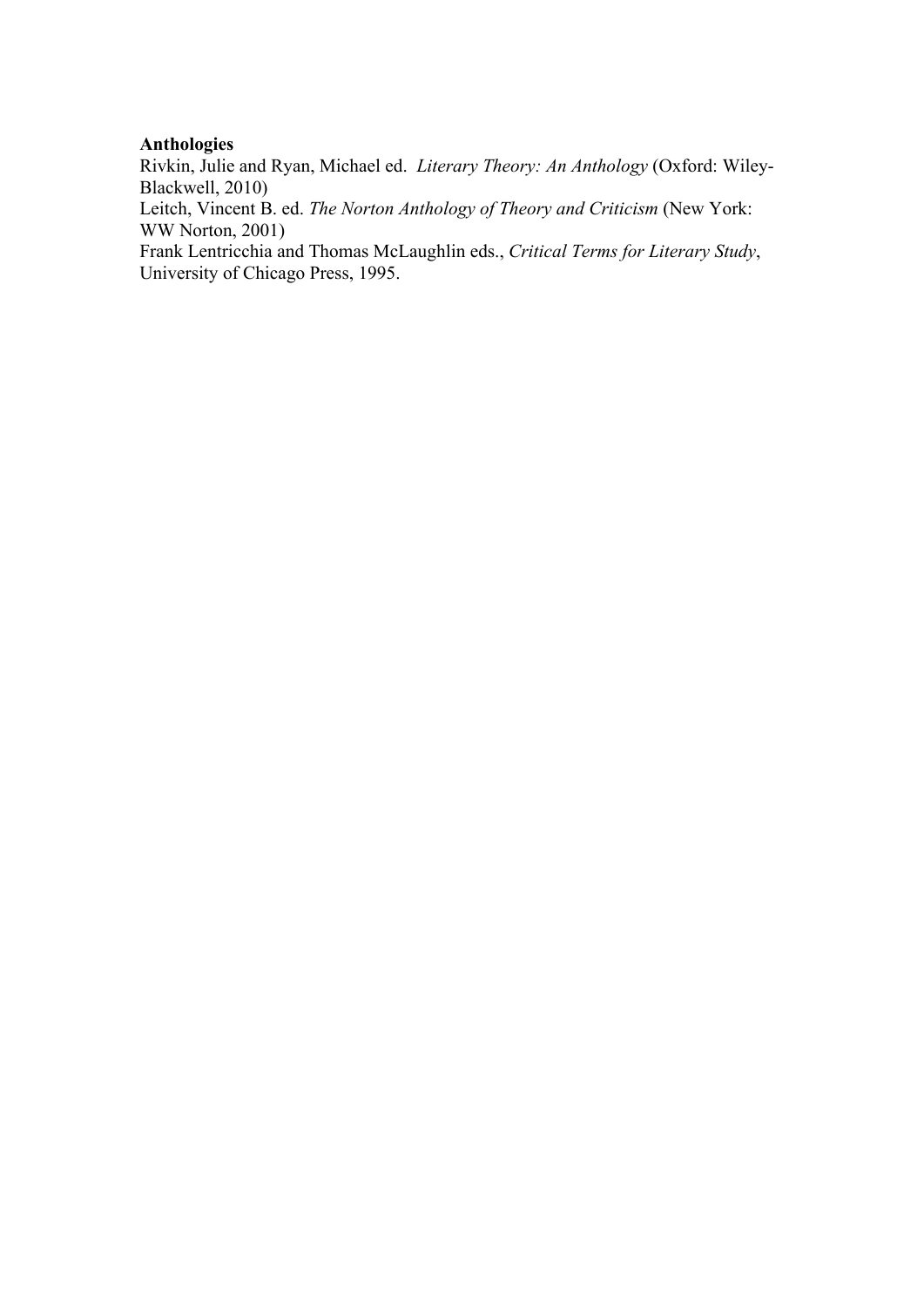**Anthologies**

Rivkin, Julie and Ryan, Michael ed. *Literary Theory: An Anthology* (Oxford: Wiley-Blackwell, 2010)

Leitch, Vincent B. ed. *The Norton Anthology of Theory and Criticism* (New York: WW Norton, 2001)

Frank Lentricchia and Thomas McLaughlin eds., *Critical Terms for Literary Study*, University of Chicago Press, 1995.